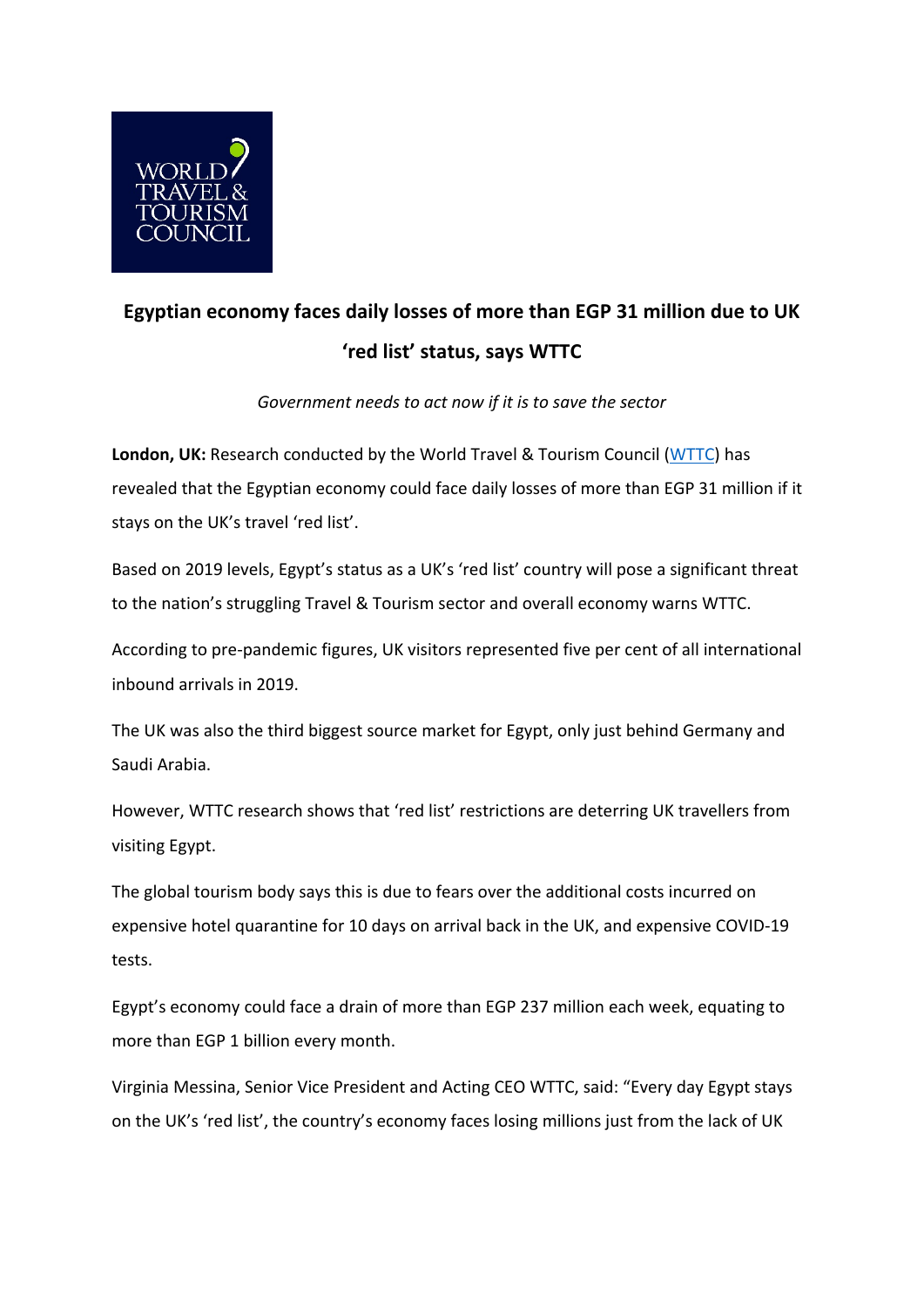# Egyptian economy faces daily losses of more than EGP 31 million due to UK 'red list' status, says WTTC

*Government needs to act now if it is to save the sector*

**London, UK:** Research conducted by the World Travel & Tourism Council (WTTC) has revealed that the Egyptian economy could face daily losses of more than EGP 31 million if it stays on the UK's travel 'red list'.

Based on 2019 levels, Egypt's status as a UK's 'red list' country will pose a significant threat to the nation's struggling Travel & Tourism sector and overall economy warns WTTC.

According to pre-pandemic figures, UK visitors represented five per cent of all international inbound arrivals in 2019.

The UK was also the third biggest source market for Egypt, only just behind Germany and Saudi Arabia.

However, WTTC research shows that 'red list' restrictions are deterring UK travellers from visiting Egypt.

The global tourism body says this is due to fears over the additional costs incurred on expensive hotel quarantine for 10 days on arrival back in the UK, and expensive COVID-19 tests.

Egypt's economy could face a drain of more than EGP 237 million each week, equating to more than EGP 1 billion every month.

Virginia Messina, Senior Vice President and Acting CEO WTTC, said: "Every day Egypt stays on the UK's 'red list', the country's economy faces losing millions just from the lack of UK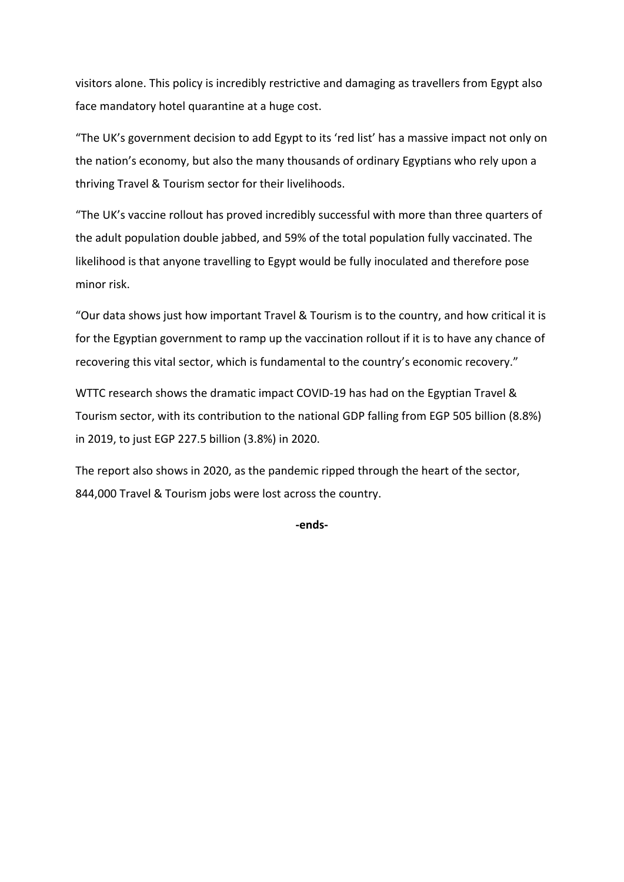visitors alone. This policy is incredibly restrictive and damaging as travellers from Egypt also face mandatory hotel quarantine at a huge cost.

"The UK's government decision to add Egypt to its 'red list' has a massive impact not only on the nation's economy, but also the many thousands of ordinary Egyptians who rely upon a thriving Travel & Tourism sector for their livelihoods.

"The UK's vaccine rollout has proved incredibly successful with more than three quarters of the adult population double jabbed, and 59% of the total population fully vaccinated. The likelihood is that anyone travelling to Egypt would be fully inoculated and therefore pose minor risk.

"Our data shows just how important Travel & Tourism is to the country, and how critical it is for the Egyptian government to ramp up the vaccination rollout if it is to have any chance of recovering this vital sector, which is fundamental to the country's economic recovery."

WTTC research shows the dramatic impact COVID-19 has had on the Egyptian Travel & Tourism sector, with its contribution to the national GDP falling from EGP 505 billion (8.8%) in 2019, to just EGP 227.5 billion (3.8%) in 2020.

The report also shows in 2020, as the pandemic ripped through the heart of the sector, 844,000 Travel & Tourism jobs were lost across the country.

**-ends-**